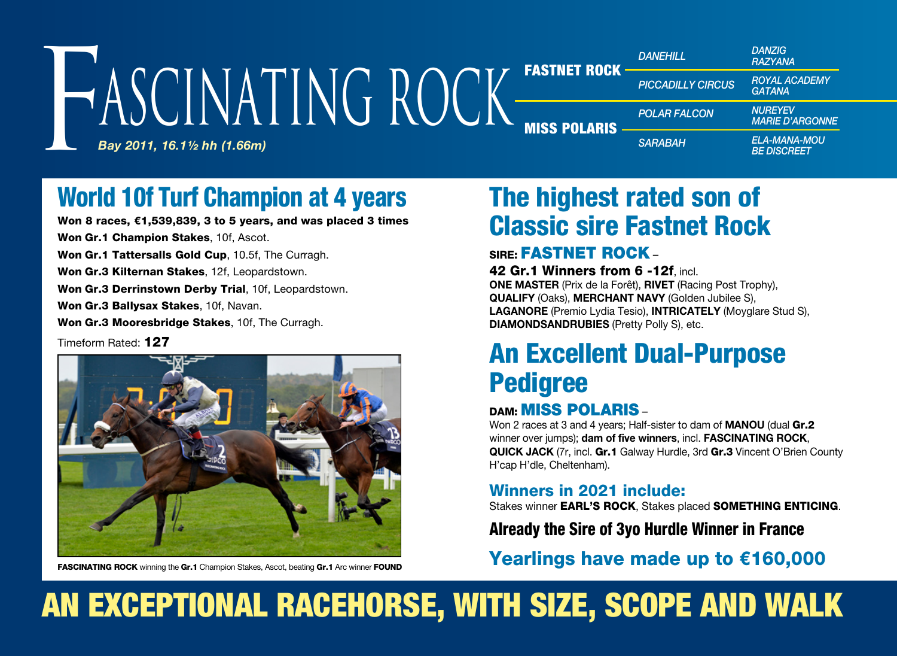# FASCINATING ROCK

*Bay 2011, 16.1½ hh (1.66m)*

| | | |
|---|---|---|
| **FASTNET ROCK** | *DANEHILL* | *DANZIG* / *RAZYANA* |
| | *PICCADILLY CIRCUS* | *ROYAL ACADEMY* / *GATANA* |
| **MISS POLARIS** | *POLAR FALCON* | *NUREYEV* / *MARIE D'ARGONNE* |
| | *SARABAH* | *ELA-MANA-MOU* / *BE DISCREET* |

## World 10f Turf Champion at 4 years

**Won 8 races, €1,539,839, 3 to 5 years, and was placed 3 times**

**Won Gr.1 Champion Stakes**, 10f, Ascot.

**Won Gr.1 Tattersalls Gold Cup**, 10.5f, The Curragh.

**Won Gr.3 Kilternan Stakes**, 12f, Leopardstown.

**Won Gr.3 Derrinstown Derby Trial**, 10f, Leopardstown.

**Won Gr.3 Ballysax Stakes**, 10f, Navan.

**Won Gr.3 Mooresbridge Stakes**, 10f, The Curragh.

Timeform Rated: **127**

**FASCINATING ROCK** winning the **Gr.1** Champion Stakes, Ascot, beating **Gr.1** Arc winner **FOUND**

## The highest rated son of Classic sire Fastnet Rock

### SIRE: FASTNET ROCK –

**42 Gr.1 Winners from 6 -12f**, incl.
**ONE MASTER** (Prix de la Forêt), **RIVET** (Racing Post Trophy), **QUALIFY** (Oaks), **MERCHANT NAVY** (Golden Jubilee S), **LAGANORE** (Premio Lydia Tesio), **INTRICATELY** (Moyglare Stud S), **DIAMONDSANDRUBIES** (Pretty Polly S), etc.

## An Excellent Dual-Purpose Pedigree

### DAM: MISS POLARIS –

Won 2 races at 3 and 4 years; Half-sister to dam of **MANOU** (dual **Gr.2** winner over jumps); **dam of five winners**, incl. **FASCINATING ROCK**, **QUICK JACK** (7r, incl. **Gr.1** Galway Hurdle, 3rd **Gr.3** Vincent O'Brien County H'cap H'dle, Cheltenham).

### Winners in 2021 include:

Stakes winner **EARL'S ROCK**, Stakes placed **SOMETHING ENTICING**.

### Already the Sire of 3yo Hurdle Winner in France

### Yearlings have made up to €160,000

# AN EXCEPTIONAL RACEHORSE, WITH SIZE, SCOPE AND WALK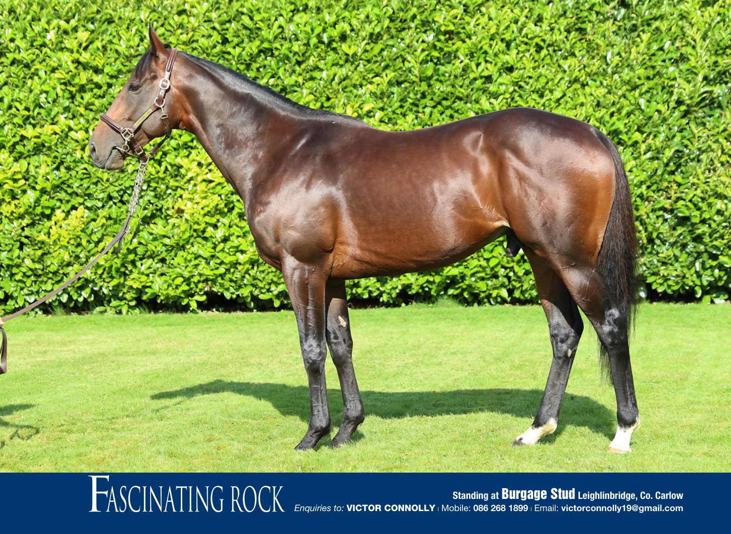# FASCINATING ROCK

**Standing at Burgage Stud** Leighlinbridge, Co. Carlow

*Enquiries to:* **VICTOR CONNOLLY** | Mobile: **086 268 1899** | Email: **victorconnolly19@gmail.com**